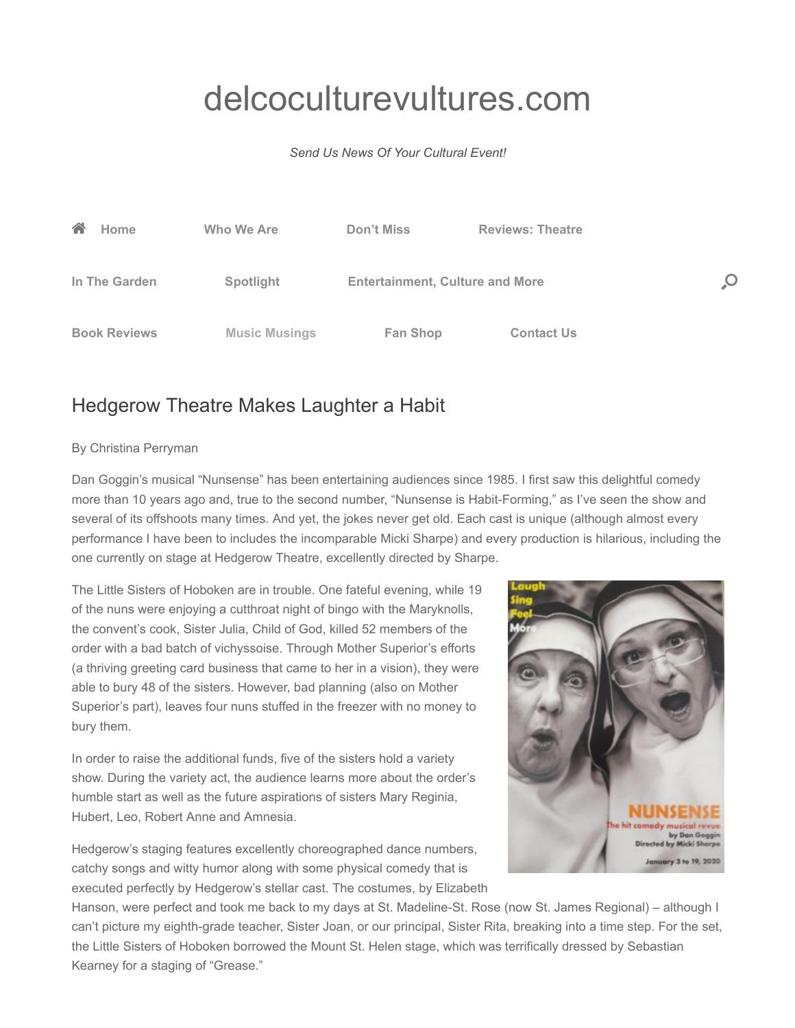# delcoculturevultures.com

*Send Us News Of Your Cultural Event!*

Home | Who We Are | Don't Miss | Reviews: Theatre | In The Garden | Spotlight | Entertainment, Culture and More | Book Reviews | Music Musings | Fan Shop | Contact Us

## Hedgerow Theatre Makes Laughter a Habit

By Christina Perryman

Dan Goggin's musical "Nunsense" has been entertaining audiences since 1985. I first saw this delightful comedy more than 10 years ago and, true to the second number, "Nunsense is Habit-Forming," as I've seen the show and several of its offshoots many times. And yet, the jokes never get old. Each cast is unique (although almost every performance I have been to includes the incomparable Micki Sharpe) and every production is hilarious, including the one currently on stage at Hedgerow Theatre, excellently directed by Sharpe.

The Little Sisters of Hoboken are in trouble. One fateful evening, while 19 of the nuns were enjoying a cutthroat night of bingo with the Maryknolls, the convent's cook, Sister Julia, Child of God, killed 52 members of the order with a bad batch of vichyssoise. Through Mother Superior's efforts (a thriving greeting card business that came to her in a vision), they were able to bury 48 of the sisters. However, bad planning (also on Mother Superior's part), leaves four nuns stuffed in the freezer with no money to bury them.

In order to raise the additional funds, five of the sisters hold a variety show. During the variety act, the audience learns more about the order's humble start as well as the future aspirations of sisters Mary Reginia, Hubert, Leo, Robert Anne and Amnesia.

Hedgerow's staging features excellently choreographed dance numbers, catchy songs and witty humor along with some physical comedy that is executed perfectly by Hedgerow's stellar cast. The costumes, by Elizabeth Hanson, were perfect and took me back to my days at St. Madeline-St. Rose (now St. James Regional) – although I can't picture my eighth-grade teacher, Sister Joan, or our principal, Sister Rita, breaking into a time step. For the set, the Little Sisters of Hoboken borrowed the Mount St. Helen stage, which was terrifically dressed by Sebastian Kearney for a staging of "Grease."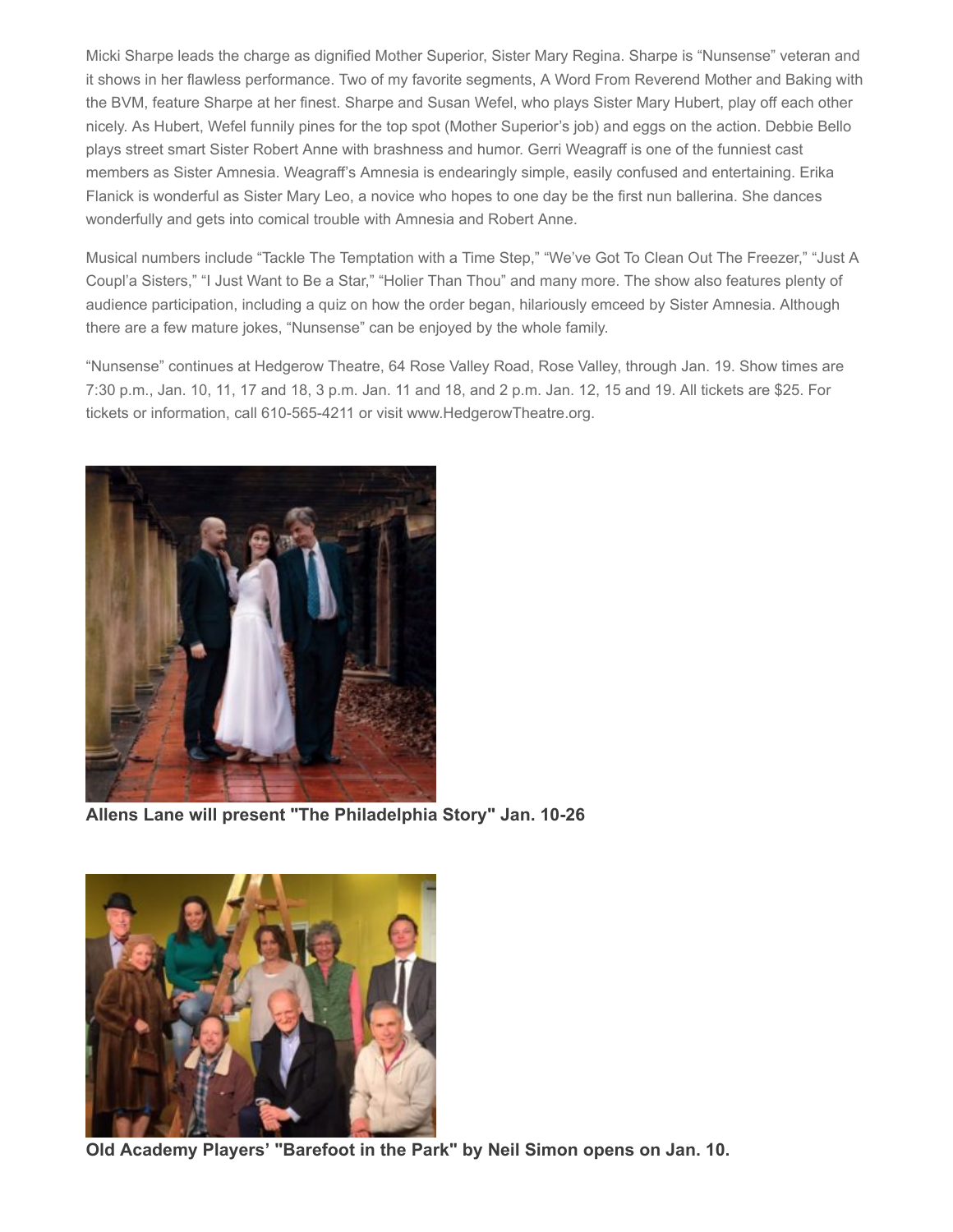Micki Sharpe leads the charge as dignified Mother Superior, Sister Mary Regina. Sharpe is "Nunsense" veteran and it shows in her flawless performance. Two of my favorite segments, A Word From Reverend Mother and Baking with the BVM, feature Sharpe at her finest. Sharpe and Susan Wefel, who plays Sister Mary Hubert, play off each other nicely. As Hubert, Wefel funnily pines for the top spot (Mother Superior's job) and eggs on the action. Debbie Bello plays street smart Sister Robert Anne with brashness and humor. Gerri Weagraff is one of the funniest cast members as Sister Amnesia. Weagraff's Amnesia is endearingly simple, easily confused and entertaining. Erika Flanick is wonderful as Sister Mary Leo, a novice who hopes to one day be the first nun ballerina. She dances wonderfully and gets into comical trouble with Amnesia and Robert Anne.

Musical numbers include "Tackle The Temptation with a Time Step," "We've Got To Clean Out The Freezer," "Just A Coupl'a Sisters," "I Just Want to Be a Star," "Holier Than Thou" and many more. The show also features plenty of audience participation, including a quiz on how the order began, hilariously emceed by Sister Amnesia. Although there are a few mature jokes, "Nunsense" can be enjoyed by the whole family.

"Nunsense" continues at Hedgerow Theatre, 64 Rose Valley Road, Rose Valley, through Jan. 19. Show times are 7:30 p.m., Jan. 10, 11, 17 and 18, 3 p.m. Jan. 11 and 18, and 2 p.m. Jan. 12, 15 and 19. All tickets are $25. For tickets or information, call 610-565-4211 or visit www.HedgerowTheatre.org.

**Allens Lane will present "The Philadelphia Story" Jan. 10-26**

**Old Academy Players' "Barefoot in the Park" by Neil Simon opens on Jan. 10.**